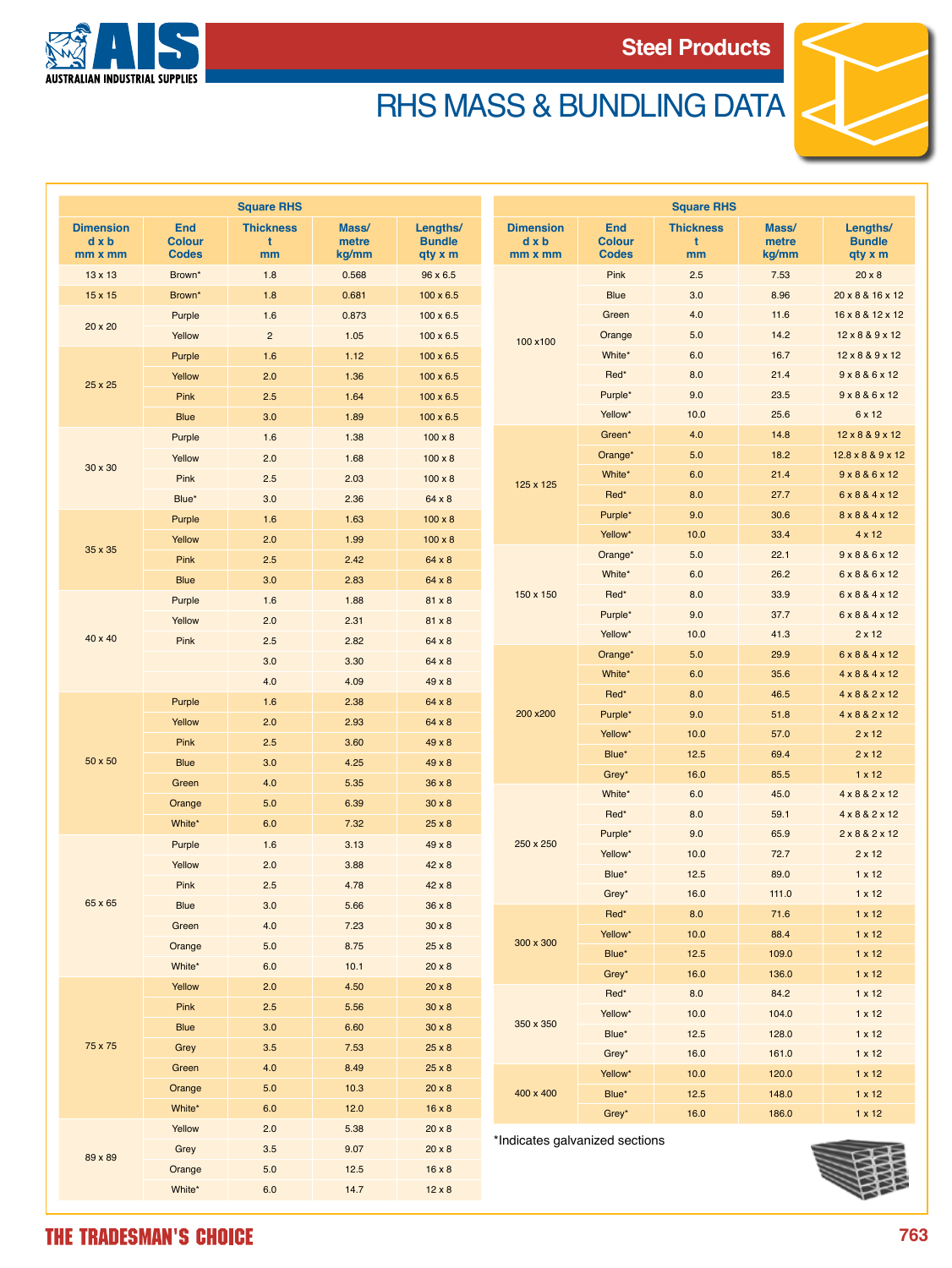# Steel Products

## RHS MASS & BUNDLING DATA

**Square RHS**

| Dimension d x b mm x mm | End Colour Codes | Thickness t mm | Mass/ metre kg/mm | Lengths/ Bundle qty x m |
|---|---|---|---|---|
| 13 x 13 | Brown* | 1.8 | 0.568 | 96 x 6.5 |
| 15 x 15 | Brown* | 1.8 | 0.681 | 100 x 6.5 |
| 20 x 20 | Purple | 1.6 | 0.873 | 100 x 6.5 |
| | Yellow | 2 | 1.05 | 100 x 6.5 |
| 25 x 25 | Purple | 1.6 | 1.12 | 100 x 6.5 |
| | Yellow | 2.0 | 1.36 | 100 x 6.5 |
| | Pink | 2.5 | 1.64 | 100 x 6.5 |
| | Blue | 3.0 | 1.89 | 100 x 6.5 |
| 30 x 30 | Purple | 1.6 | 1.38 | 100 x 8 |
| | Yellow | 2.0 | 1.68 | 100 x 8 |
| | Pink | 2.5 | 2.03 | 100 x 8 |
| | Blue* | 3.0 | 2.36 | 64 x 8 |
| 35 x 35 | Purple | 1.6 | 1.63 | 100 x 8 |
| | Yellow | 2.0 | 1.99 | 100 x 8 |
| | Pink | 2.5 | 2.42 | 64 x 8 |
| | Blue | 3.0 | 2.83 | 64 x 8 |
| 40 x 40 | Purple | 1.6 | 1.88 | 81 x 8 |
| | Yellow | 2.0 | 2.31 | 81 x 8 |
| | Pink | 2.5 | 2.82 | 64 x 8 |
| | | 3.0 | 3.30 | 64 x 8 |
| | | 4.0 | 4.09 | 49 x 8 |
| 50 x 50 | Purple | 1.6 | 2.38 | 64 x 8 |
| | Yellow | 2.0 | 2.93 | 64 x 8 |
| | Pink | 2.5 | 3.60 | 49 x 8 |
| | Blue | 3.0 | 4.25 | 49 x 8 |
| | Green | 4.0 | 5.35 | 36 x 8 |
| | Orange | 5.0 | 6.39 | 30 x 8 |
| | White* | 6.0 | 7.32 | 25 x 8 |
| 65 x 65 | Purple | 1.6 | 3.13 | 49 x 8 |
| | Yellow | 2.0 | 3.88 | 42 x 8 |
| | Pink | 2.5 | 4.78 | 42 x 8 |
| | Blue | 3.0 | 5.66 | 36 x 8 |
| | Green | 4.0 | 7.23 | 30 x 8 |
| | Orange | 5.0 | 8.75 | 25 x 8 |
| | White* | 6.0 | 10.1 | 20 x 8 |
| 75 x 75 | Yellow | 2.0 | 4.50 | 20 x 8 |
| | Pink | 2.5 | 5.56 | 30 x 8 |
| | Blue | 3.0 | 6.60 | 30 x 8 |
| | Grey | 3.5 | 7.53 | 25 x 8 |
| | Green | 4.0 | 8.49 | 25 x 8 |
| | Orange | 5.0 | 10.3 | 20 x 8 |
| | White* | 6.0 | 12.0 | 16 x 8 |
| 89 x 89 | Yellow | 2.0 | 5.38 | 20 x 8 |
| | Grey | 3.5 | 9.07 | 20 x 8 |
| | Orange | 5.0 | 12.5 | 16 x 8 |
| | White* | 6.0 | 14.7 | 12 x 8 |

**Square RHS**

| Dimension d x b mm x mm | End Colour Codes | Thickness t mm | Mass/ metre kg/mm | Lengths/ Bundle qty x m |
|---|---|---|---|---|
| 100 x100 | Pink | 2.5 | 7.53 | 20 x 8 |
| | Blue | 3.0 | 8.96 | 20 x 8 & 16 x 12 |
| | Green | 4.0 | 11.6 | 16 x 8 & 12 x 12 |
| | Orange | 5.0 | 14.2 | 12 x 8 & 9 x 12 |
| | White* | 6.0 | 16.7 | 12 x 8 & 9 x 12 |
| | Red* | 8.0 | 21.4 | 9 x 8 & 6 x 12 |
| | Purple* | 9.0 | 23.5 | 9 x 8 & 6 x 12 |
| | Yellow* | 10.0 | 25.6 | 6 x 12 |
| 125 x 125 | Green* | 4.0 | 14.8 | 12 x 8 & 9 x 12 |
| | Orange* | 5.0 | 18.2 | 12.8 x 8 & 9 x 12 |
| | White* | 6.0 | 21.4 | 9 x 8 & 6 x 12 |
| | Red* | 8.0 | 27.7 | 6 x 8 & 4 x 12 |
| | Purple* | 9.0 | 30.6 | 8 x 8 & 4 x 12 |
| | Yellow* | 10.0 | 33.4 | 4 x 12 |
| 150 x 150 | Orange* | 5.0 | 22.1 | 9 x 8 & 6 x 12 |
| | White* | 6.0 | 26.2 | 6 x 8 & 6 x 12 |
| | Red* | 8.0 | 33.9 | 6 x 8 & 4 x 12 |
| | Purple* | 9.0 | 37.7 | 6 x 8 & 4 x 12 |
| | Yellow* | 10.0 | 41.3 | 2 x 12 |
| 200 x200 | Orange* | 5.0 | 29.9 | 6 x 8 & 4 x 12 |
| | White* | 6.0 | 35.6 | 4 x 8 & 4 x 12 |
| | Red* | 8.0 | 46.5 | 4 x 8 & 2 x 12 |
| | Purple* | 9.0 | 51.8 | 4 x 8 & 2 x 12 |
| | Yellow* | 10.0 | 57.0 | 2 x 12 |
| | Blue* | 12.5 | 69.4 | 2 x 12 |
| | Grey* | 16.0 | 85.5 | 1 x 12 |
| 250 x 250 | White* | 6.0 | 45.0 | 4 x 8 & 2 x 12 |
| | Red* | 8.0 | 59.1 | 4 x 8 & 2 x 12 |
| | Purple* | 9.0 | 65.9 | 2 x 8 & 2 x 12 |
| | Yellow* | 10.0 | 72.7 | 2 x 12 |
| | Blue* | 12.5 | 89.0 | 1 x 12 |
| | Grey* | 16.0 | 111.0 | 1 x 12 |
| 300 x 300 | Red* | 8.0 | 71.6 | 1 x 12 |
| | Yellow* | 10.0 | 88.4 | 1 x 12 |
| | Blue* | 12.5 | 109.0 | 1 x 12 |
| | Grey* | 16.0 | 136.0 | 1 x 12 |
| 350 x 350 | Red* | 8.0 | 84.2 | 1 x 12 |
| | Yellow* | 10.0 | 104.0 | 1 x 12 |
| | Blue* | 12.5 | 128.0 | 1 x 12 |
| | Grey* | 16.0 | 161.0 | 1 x 12 |
| 400 x 400 | Yellow* | 10.0 | 120.0 | 1 x 12 |
| | Blue* | 12.5 | 148.0 | 1 x 12 |
| | Grey* | 16.0 | 186.0 | 1 x 12 |

*Indicates galvanized sections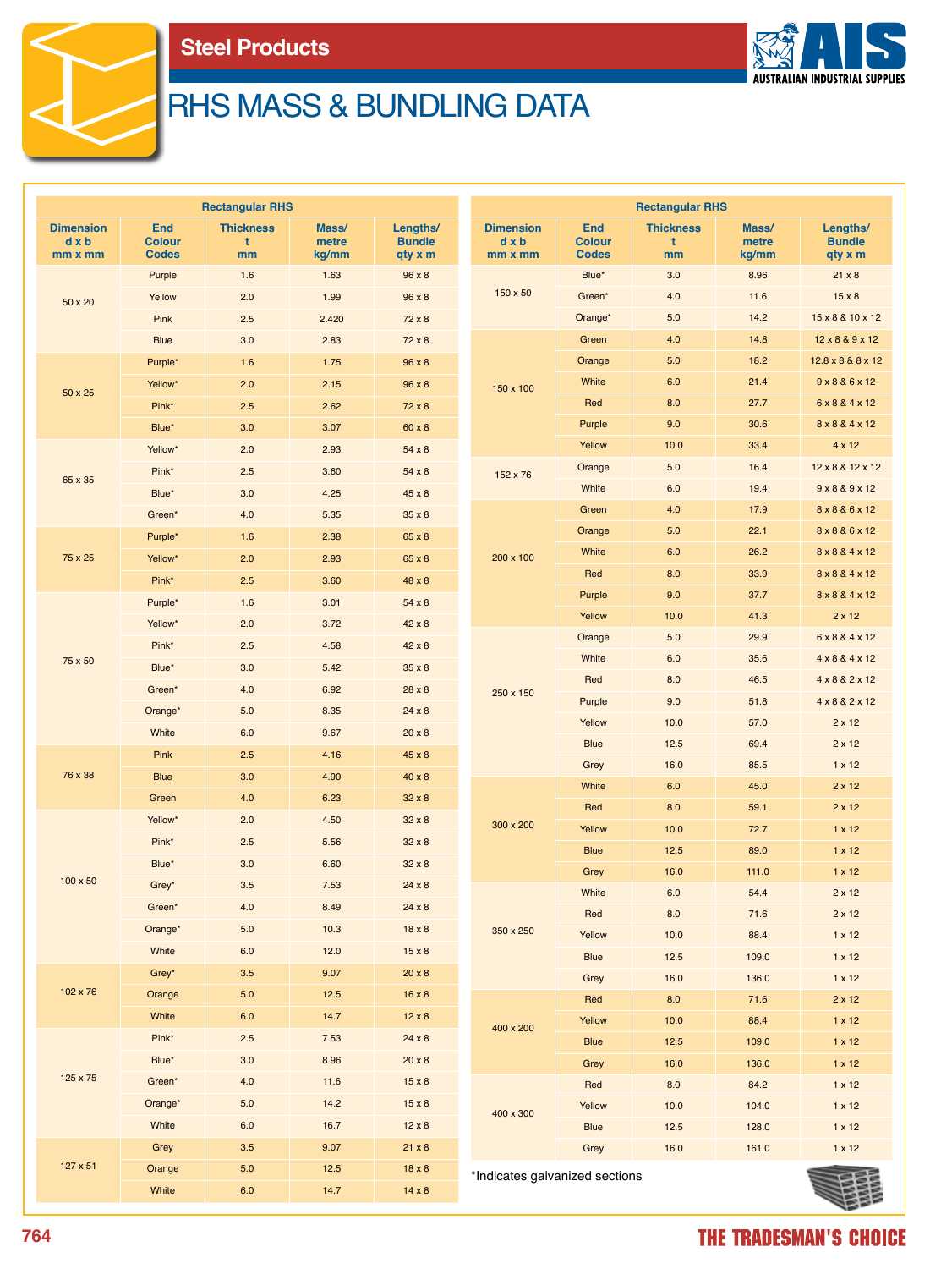# Steel Products

# RHS MASS & BUNDLING DATA

| Rectangular RHS | | | | |
|---|---|---|---|---|
| Dimension d x b mm x mm | End Colour Codes | Thickness t mm | Mass/ metre kg/mm | Lengths/ Bundle qty x m |
| 50 x 20 | Purple | 1.6 | 1.63 | 96 x 8 |
| | Yellow | 2.0 | 1.99 | 96 x 8 |
| | Pink | 2.5 | 2.420 | 72 x 8 |
| | Blue | 3.0 | 2.83 | 72 x 8 |
| 50 x 25 | Purple* | 1.6 | 1.75 | 96 x 8 |
| | Yellow* | 2.0 | 2.15 | 96 x 8 |
| | Pink* | 2.5 | 2.62 | 72 x 8 |
| | Blue* | 3.0 | 3.07 | 60 x 8 |
| 65 x 35 | Yellow* | 2.0 | 2.93 | 54 x 8 |
| | Pink* | 2.5 | 3.60 | 54 x 8 |
| | Blue* | 3.0 | 4.25 | 45 x 8 |
| | Green* | 4.0 | 5.35 | 35 x 8 |
| 75 x 25 | Purple* | 1.6 | 2.38 | 65 x 8 |
| | Yellow* | 2.0 | 2.93 | 65 x 8 |
| | Pink* | 2.5 | 3.60 | 48 x 8 |
| 75 x 50 | Purple* | 1.6 | 3.01 | 54 x 8 |
| | Yellow* | 2.0 | 3.72 | 42 x 8 |
| | Pink* | 2.5 | 4.58 | 42 x 8 |
| | Blue* | 3.0 | 5.42 | 35 x 8 |
| | Green* | 4.0 | 6.92 | 28 x 8 |
| | Orange* | 5.0 | 8.35 | 24 x 8 |
| | White | 6.0 | 9.67 | 20 x 8 |
| 76 x 38 | Pink | 2.5 | 4.16 | 45 x 8 |
| | Blue | 3.0 | 4.90 | 40 x 8 |
| | Green | 4.0 | 6.23 | 32 x 8 |
| 100 x 50 | Yellow* | 2.0 | 4.50 | 32 x 8 |
| | Pink* | 2.5 | 5.56 | 32 x 8 |
| | Blue* | 3.0 | 6.60 | 32 x 8 |
| | Grey* | 3.5 | 7.53 | 24 x 8 |
| | Green* | 4.0 | 8.49 | 24 x 8 |
| | Orange* | 5.0 | 10.3 | 18 x 8 |
| | White | 6.0 | 12.0 | 15 x 8 |
| 102 x 76 | Grey* | 3.5 | 9.07 | 20 x 8 |
| | Orange | 5.0 | 12.5 | 16 x 8 |
| | White | 6.0 | 14.7 | 12 x 8 |
| 125 x 75 | Pink* | 2.5 | 7.53 | 24 x 8 |
| | Blue* | 3.0 | 8.96 | 20 x 8 |
| | Green* | 4.0 | 11.6 | 15 x 8 |
| | Orange* | 5.0 | 14.2 | 15 x 8 |
| | White | 6.0 | 16.7 | 12 x 8 |
| 127 x 51 | Grey | 3.5 | 9.07 | 21 x 8 |
| | Orange | 5.0 | 12.5 | 18 x 8 |
| | White | 6.0 | 14.7 | 14 x 8 |
| 150 x 50 | Blue* | 3.0 | 8.96 | 21 x 8 |
| | Green* | 4.0 | 11.6 | 15 x 8 |
| | Orange* | 5.0 | 14.2 | 15 x 8 & 10 x 12 |
| 150 x 100 | Green | 4.0 | 14.8 | 12 x 8 & 9 x 12 |
| | Orange | 5.0 | 18.2 | 12.8 x 8 & 8 x 12 |
| | White | 6.0 | 21.4 | 9 x 8 & 6 x 12 |
| | Red | 8.0 | 27.7 | 6 x 8 & 4 x 12 |
| | Purple | 9.0 | 30.6 | 8 x 8 & 4 x 12 |
| | Yellow | 10.0 | 33.4 | 4 x 12 |
| 152 x 76 | Orange | 5.0 | 16.4 | 12 x 8 & 12 x 12 |
| | White | 6.0 | 19.4 | 9 x 8 & 9 x 12 |
| 200 x 100 | Green | 4.0 | 17.9 | 8 x 8 & 6 x 12 |
| | Orange | 5.0 | 22.1 | 8 x 8 & 6 x 12 |
| | White | 6.0 | 26.2 | 8 x 8 & 4 x 12 |
| | Red | 8.0 | 33.9 | 8 x 8 & 4 x 12 |
| | Purple | 9.0 | 37.7 | 8 x 8 & 4 x 12 |
| | Yellow | 10.0 | 41.3 | 2 x 12 |
| 250 x 150 | Orange | 5.0 | 29.9 | 6 x 8 & 4 x 12 |
| | White | 6.0 | 35.6 | 4 x 8 & 4 x 12 |
| | Red | 8.0 | 46.5 | 4 x 8 & 2 x 12 |
| | Purple | 9.0 | 51.8 | 4 x 8 & 2 x 12 |
| | Yellow | 10.0 | 57.0 | 2 x 12 |
| | Blue | 12.5 | 69.4 | 2 x 12 |
| | Grey | 16.0 | 85.5 | 1 x 12 |
| 300 x 200 | White | 6.0 | 45.0 | 2 x 12 |
| | Red | 8.0 | 59.1 | 2 x 12 |
| | Yellow | 10.0 | 72.7 | 1 x 12 |
| | Blue | 12.5 | 89.0 | 1 x 12 |
| | Grey | 16.0 | 111.0 | 1 x 12 |
| 350 x 250 | White | 6.0 | 54.4 | 2 x 12 |
| | Red | 8.0 | 71.6 | 2 x 12 |
| | Yellow | 10.0 | 88.4 | 1 x 12 |
| | Blue | 12.5 | 109.0 | 1 x 12 |
| | Grey | 16.0 | 136.0 | 1 x 12 |
| 400 x 200 | Red | 8.0 | 71.6 | 2 x 12 |
| | Yellow | 10.0 | 88.4 | 1 x 12 |
| | Blue | 12.5 | 109.0 | 1 x 12 |
| | Grey | 16.0 | 136.0 | 1 x 12 |
| 400 x 300 | Red | 8.0 | 84.2 | 1 x 12 |
| | Yellow | 10.0 | 104.0 | 1 x 12 |
| | Blue | 12.5 | 128.0 | 1 x 12 |
| | Grey | 16.0 | 161.0 | 1 x 12 |

*Indicates galvanized sections

THE TRADESMAN'S CHOICE